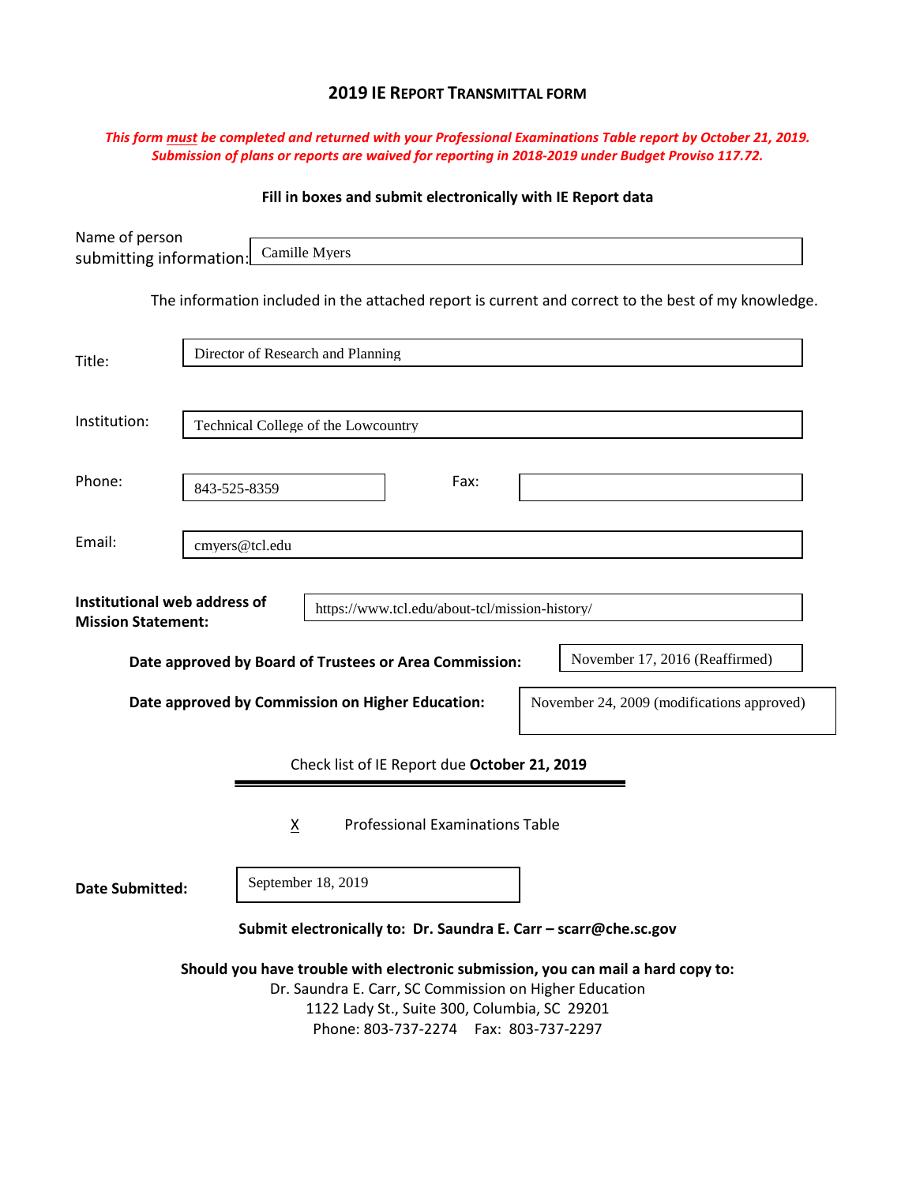# 2019 IE REPORT TRANSMITTAL FORM

***This form must be completed and returned with your Professional Examinations Table report by October 21, 2019. Submission of plans or reports are waived for reporting in 2018-2019 under Budget Proviso 117.72.***

**Fill in boxes and submit electronically with IE Report data**

Name of person submitting information: Camille Myers

The information included in the attached report is current and correct to the best of my knowledge.

Title: Director of Research and Planning

Institution: Technical College of the Lowcountry

Phone: 843-525-8359

Fax:

Email: cmyers@tcl.edu

**Institutional web address of Mission Statement:** https://www.tcl.edu/about-tcl/mission-history/

**Date approved by Board of Trustees or Area Commission:** November 17, 2016 (Reaffirmed)

**Date approved by Commission on Higher Education:** November 24, 2009 (modifications approved)

Check list of IE Report due **October 21, 2019**

X Professional Examinations Table

**Date Submitted:** September 18, 2019

**Submit electronically to: Dr. Saundra E. Carr – scarr@che.sc.gov**

**Should you have trouble with electronic submission, you can mail a hard copy to:**

Dr. Saundra E. Carr, SC Commission on Higher Education
1122 Lady St., Suite 300, Columbia, SC 29201
Phone: 803-737-2274 Fax: 803-737-2297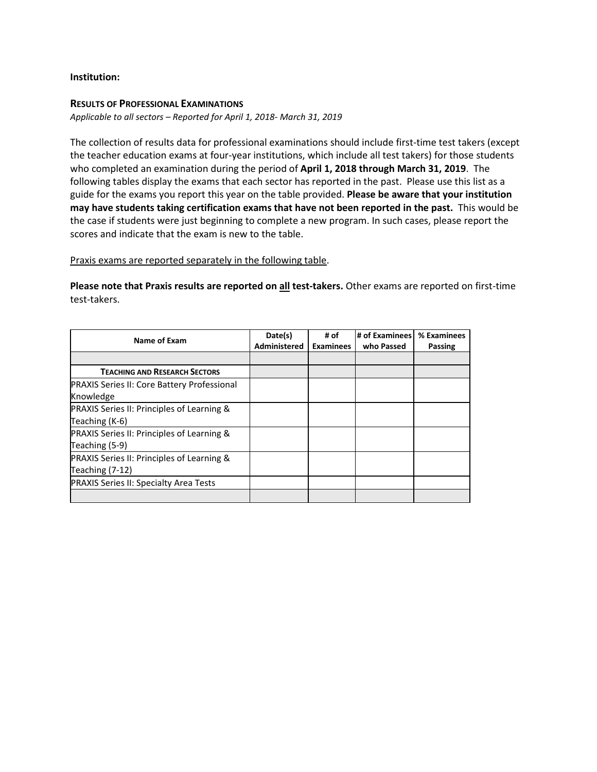**Institution:**

**RESULTS OF PROFESSIONAL EXAMINATIONS**

*Applicable to all sectors – Reported for April 1, 2018- March 31, 2019*

The collection of results data for professional examinations should include first-time test takers (except the teacher education exams at four-year institutions, which include all test takers) for those students who completed an examination during the period of **April 1, 2018 through March 31, 2019**. The following tables display the exams that each sector has reported in the past. Please use this list as a guide for the exams you report this year on the table provided. **Please be aware that your institution may have students taking certification exams that have not been reported in the past.** This would be the case if students were just beginning to complete a new program. In such cases, please report the scores and indicate that the exam is new to the table.

Praxis exams are reported separately in the following table.

**Please note that Praxis results are reported on all test-takers.** Other exams are reported on first-time test-takers.

| Name of Exam | Date(s) Administered | # of Examinees | # of Examinees who Passed | % Examinees Passing |
|---|---|---|---|---|
| | | | | |
| **TEACHING AND RESEARCH SECTORS** | | | | |
| PRAXIS Series II: Core Battery Professional Knowledge | | | | |
| PRAXIS Series II: Principles of Learning & Teaching (K-6) | | | | |
| PRAXIS Series II: Principles of Learning & Teaching (5-9) | | | | |
| PRAXIS Series II: Principles of Learning & Teaching (7-12) | | | | |
| PRAXIS Series II: Specialty Area Tests | | | | |
| | | | | |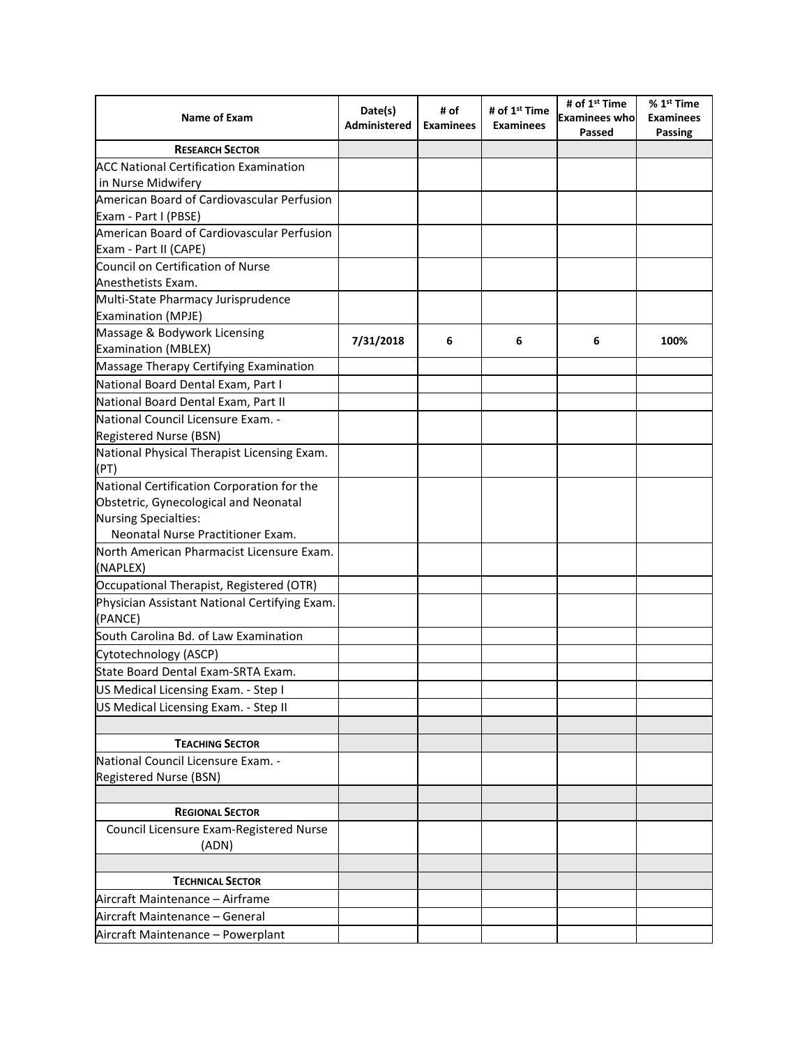| Name of Exam | Date(s) Administered | # of Examinees | # of 1st Time Examinees | # of 1st Time Examinees who Passed | % 1st Time Examinees Passing |
|---|---|---|---|---|---|
| **RESEARCH SECTOR** | | | | | |
| ACC National Certification Examination in Nurse Midwifery | | | | | |
| American Board of Cardiovascular Perfusion Exam - Part I (PBSE) | | | | | |
| American Board of Cardiovascular Perfusion Exam - Part II (CAPE) | | | | | |
| Council on Certification of Nurse Anesthetists Exam. | | | | | |
| Multi-State Pharmacy Jurisprudence Examination (MPJE) | | | | | |
| Massage & Bodywork Licensing Examination (MBLEX) | 7/31/2018 | 6 | 6 | 6 | 100% |
| Massage Therapy Certifying Examination | | | | | |
| National Board Dental Exam, Part I | | | | | |
| National Board Dental Exam, Part II | | | | | |
| National Council Licensure Exam. - Registered Nurse (BSN) | | | | | |
| National Physical Therapist Licensing Exam. (PT) | | | | | |
| National Certification Corporation for the Obstetric, Gynecological and Neonatal Nursing Specialties: Neonatal Nurse Practitioner Exam. | | | | | |
| North American Pharmacist Licensure Exam. (NAPLEX) | | | | | |
| Occupational Therapist, Registered (OTR) | | | | | |
| Physician Assistant National Certifying Exam. (PANCE) | | | | | |
| South Carolina Bd. of Law Examination | | | | | |
| Cytotechnology (ASCP) | | | | | |
| State Board Dental Exam-SRTA Exam. | | | | | |
| US Medical Licensing Exam. - Step I | | | | | |
| US Medical Licensing Exam. - Step II | | | | | |
| | | | | | |
| **TEACHING SECTOR** | | | | | |
| National Council Licensure Exam. - Registered Nurse (BSN) | | | | | |
| | | | | | |
| **REGIONAL SECTOR** | | | | | |
| Council Licensure Exam-Registered Nurse (ADN) | | | | | |
| | | | | | |
| **TECHNICAL SECTOR** | | | | | |
| Aircraft Maintenance – Airframe | | | | | |
| Aircraft Maintenance – General | | | | | |
| Aircraft Maintenance – Powerplant | | | | | |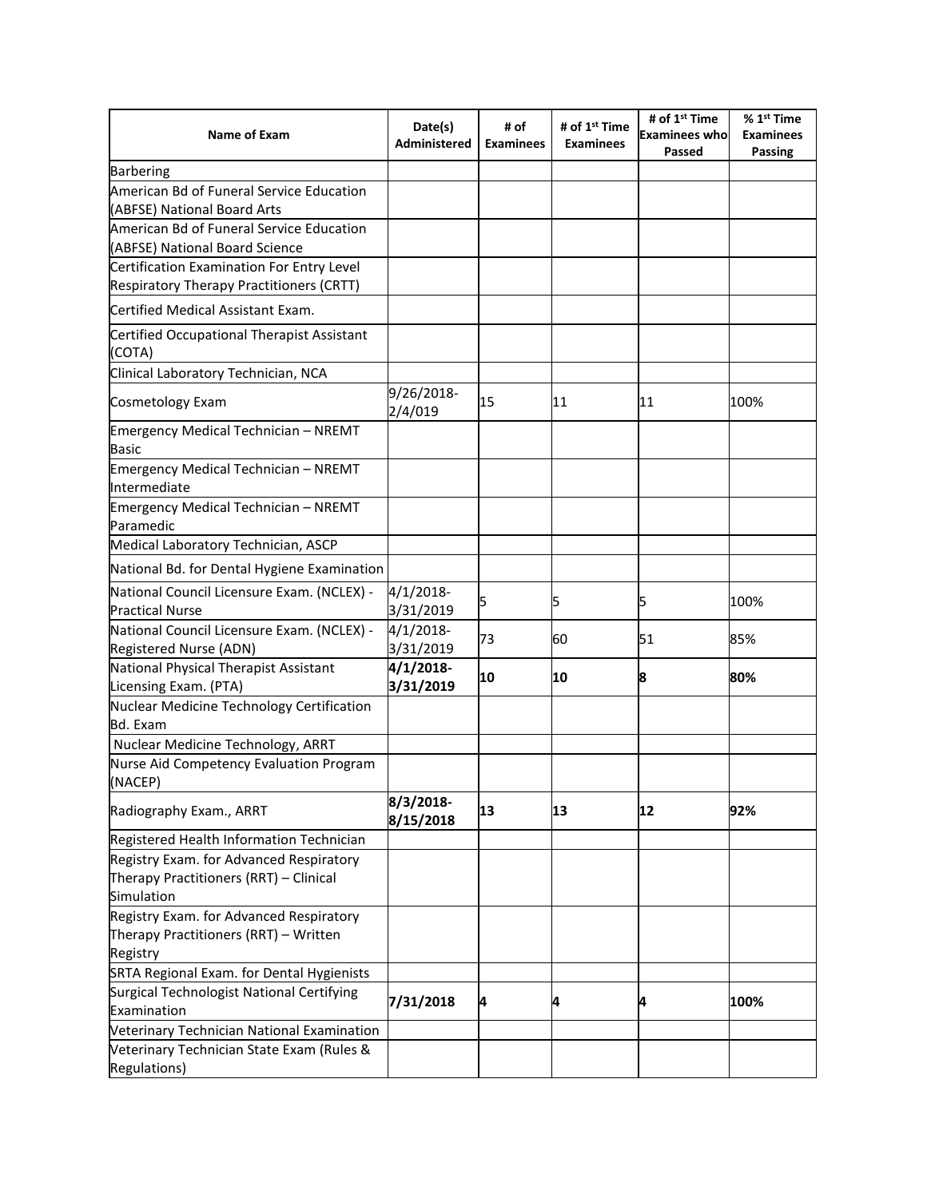| Name of Exam | Date(s) Administered | # of Examinees | # of 1st Time Examinees | # of 1st Time Examinees who Passed | % 1st Time Examinees Passing |
|---|---|---|---|---|---|
| Barbering | | | | | |
| American Bd of Funeral Service Education (ABFSE) National Board Arts | | | | | |
| American Bd of Funeral Service Education (ABFSE) National Board Science | | | | | |
| Certification Examination For Entry Level Respiratory Therapy Practitioners (CRTT) | | | | | |
| Certified Medical Assistant Exam. | | | | | |
| Certified Occupational Therapist Assistant (COTA) | | | | | |
| Clinical Laboratory Technician, NCA | | | | | |
| Cosmetology Exam | 9/26/2018-2/4/019 | 15 | 11 | 11 | 100% |
| Emergency Medical Technician – NREMT Basic | | | | | |
| Emergency Medical Technician – NREMT Intermediate | | | | | |
| Emergency Medical Technician – NREMT Paramedic | | | | | |
| Medical Laboratory Technician, ASCP | | | | | |
| National Bd. for Dental Hygiene Examination | | | | | |
| National Council Licensure Exam. (NCLEX) - Practical Nurse | 4/1/2018-3/31/2019 | 5 | 5 | 5 | 100% |
| National Council Licensure Exam. (NCLEX) - Registered Nurse (ADN) | 4/1/2018-3/31/2019 | 73 | 60 | 51 | 85% |
| National Physical Therapist Assistant Licensing Exam. (PTA) | **4/1/2018-3/31/2019** | **10** | **10** | **8** | **80%** |
| Nuclear Medicine Technology Certification Bd. Exam | | | | | |
| Nuclear Medicine Technology, ARRT | | | | | |
| Nurse Aid Competency Evaluation Program (NACEP) | | | | | |
| Radiography Exam., ARRT | **8/3/2018-8/15/2018** | **13** | **13** | **12** | **92%** |
| Registered Health Information Technician | | | | | |
| Registry Exam. for Advanced Respiratory Therapy Practitioners (RRT) – Clinical Simulation | | | | | |
| Registry Exam. for Advanced Respiratory Therapy Practitioners (RRT) – Written Registry | | | | | |
| SRTA Regional Exam. for Dental Hygienists | | | | | |
| Surgical Technologist National Certifying Examination | **7/31/2018** | **4** | **4** | **4** | **100%** |
| Veterinary Technician National Examination | | | | | |
| Veterinary Technician State Exam (Rules & Regulations) | | | | | |